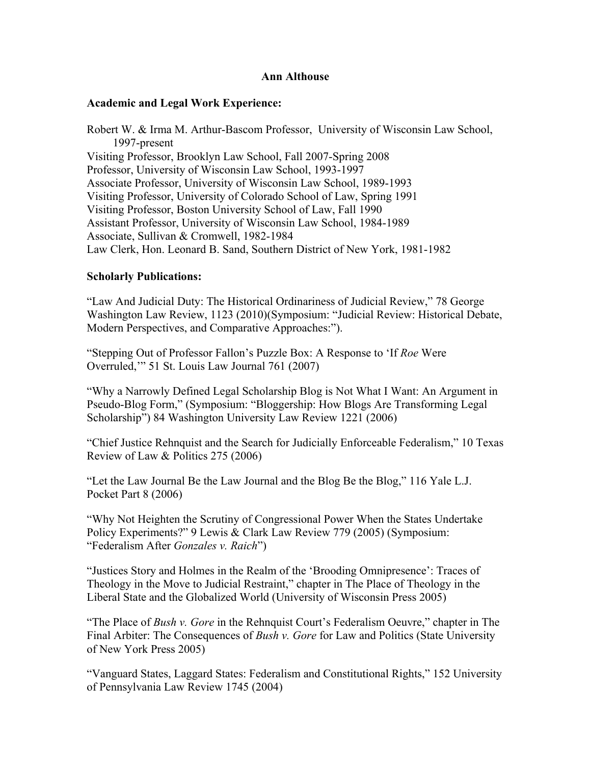# Ann Althouse

## Academic and Legal Work Experience:

Robert W. & Irma M. Arthur-Bascom Professor, University of Wisconsin Law School, 1997-present
Visiting Professor, Brooklyn Law School, Fall 2007-Spring 2008
Professor, University of Wisconsin Law School, 1993-1997
Associate Professor, University of Wisconsin Law School, 1989-1993
Visiting Professor, University of Colorado School of Law, Spring 1991
Visiting Professor, Boston University School of Law, Fall 1990
Assistant Professor, University of Wisconsin Law School, 1984-1989
Associate, Sullivan & Cromwell, 1982-1984
Law Clerk, Hon. Leonard B. Sand, Southern District of New York, 1981-1982

## Scholarly Publications:

"Law And Judicial Duty: The Historical Ordinariness of Judicial Review," 78 George Washington Law Review, 1123 (2010)(Symposium: "Judicial Review: Historical Debate, Modern Perspectives, and Comparative Approaches:").

"Stepping Out of Professor Fallon's Puzzle Box: A Response to 'If *Roe* Were Overruled,'" 51 St. Louis Law Journal 761 (2007)

"Why a Narrowly Defined Legal Scholarship Blog is Not What I Want: An Argument in Pseudo-Blog Form," (Symposium: "Bloggership: How Blogs Are Transforming Legal Scholarship") 84 Washington University Law Review 1221 (2006)

"Chief Justice Rehnquist and the Search for Judicially Enforceable Federalism," 10 Texas Review of Law & Politics 275 (2006)

"Let the Law Journal Be the Law Journal and the Blog Be the Blog," 116 Yale L.J. Pocket Part 8 (2006)

"Why Not Heighten the Scrutiny of Congressional Power When the States Undertake Policy Experiments?" 9 Lewis & Clark Law Review 779 (2005) (Symposium: "Federalism After *Gonzales v. Raich*")

"Justices Story and Holmes in the Realm of the 'Brooding Omnipresence': Traces of Theology in the Move to Judicial Restraint," chapter in The Place of Theology in the Liberal State and the Globalized World (University of Wisconsin Press 2005)

"The Place of *Bush v. Gore* in the Rehnquist Court's Federalism Oeuvre," chapter in The Final Arbiter: The Consequences of *Bush v. Gore* for Law and Politics (State University of New York Press 2005)

"Vanguard States, Laggard States: Federalism and Constitutional Rights," 152 University of Pennsylvania Law Review 1745 (2004)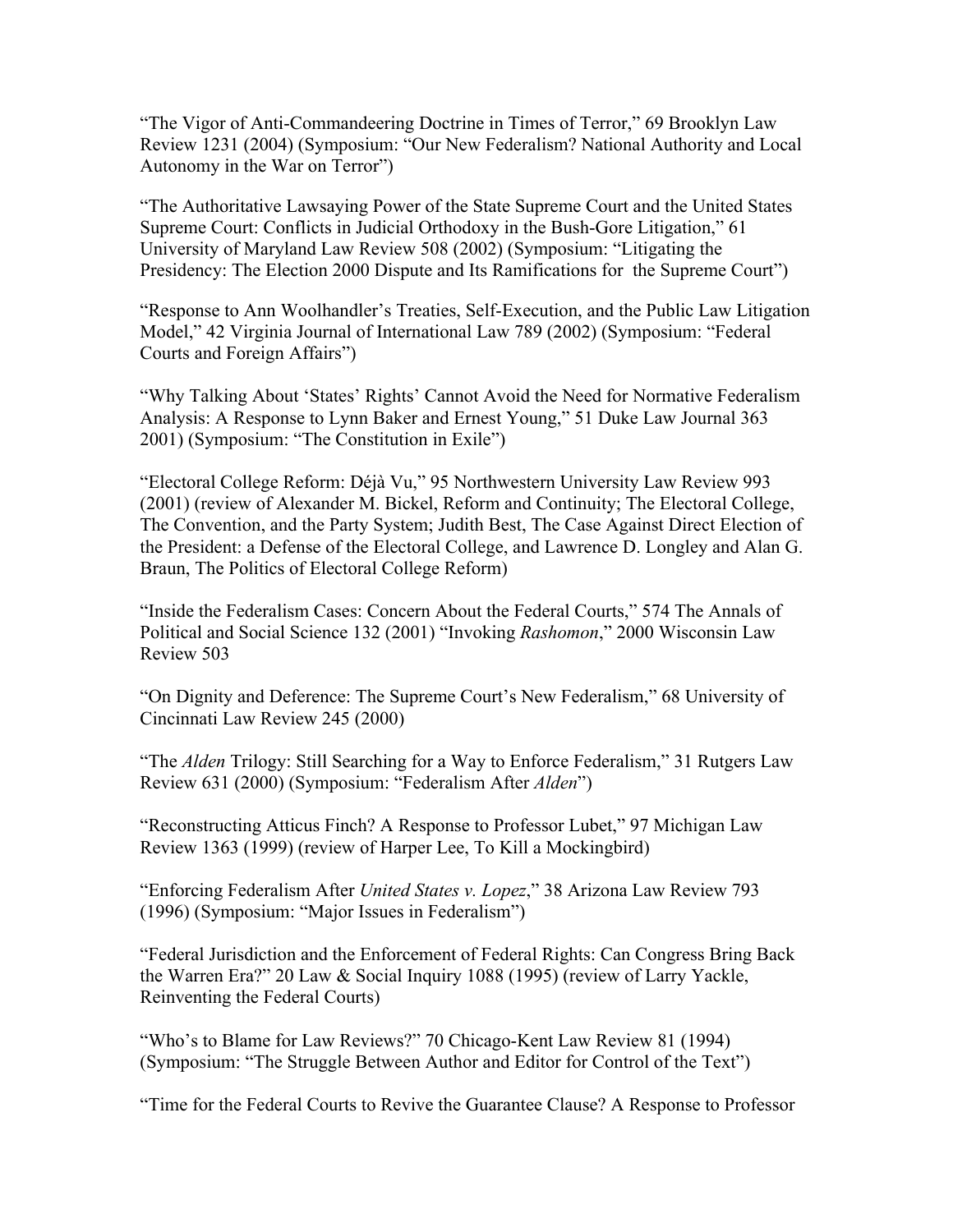"The Vigor of Anti-Commandeering Doctrine in Times of Terror," 69 Brooklyn Law Review 1231 (2004) (Symposium: "Our New Federalism? National Authority and Local Autonomy in the War on Terror")

"The Authoritative Lawsaying Power of the State Supreme Court and the United States Supreme Court: Conflicts in Judicial Orthodoxy in the Bush-Gore Litigation," 61 University of Maryland Law Review 508 (2002) (Symposium: "Litigating the Presidency: The Election 2000 Dispute and Its Ramifications for the Supreme Court")

"Response to Ann Woolhandler's Treaties, Self-Execution, and the Public Law Litigation Model," 42 Virginia Journal of International Law 789 (2002) (Symposium: "Federal Courts and Foreign Affairs")

"Why Talking About 'States' Rights' Cannot Avoid the Need for Normative Federalism Analysis: A Response to Lynn Baker and Ernest Young," 51 Duke Law Journal 363 2001) (Symposium: "The Constitution in Exile")

"Electoral College Reform: Déjà Vu," 95 Northwestern University Law Review 993 (2001) (review of Alexander M. Bickel, Reform and Continuity; The Electoral College, The Convention, and the Party System; Judith Best, The Case Against Direct Election of the President: a Defense of the Electoral College, and Lawrence D. Longley and Alan G. Braun, The Politics of Electoral College Reform)

"Inside the Federalism Cases: Concern About the Federal Courts," 574 The Annals of Political and Social Science 132 (2001) "Invoking *Rashomon*," 2000 Wisconsin Law Review 503

"On Dignity and Deference: The Supreme Court's New Federalism," 68 University of Cincinnati Law Review 245 (2000)

"The *Alden* Trilogy: Still Searching for a Way to Enforce Federalism," 31 Rutgers Law Review 631 (2000) (Symposium: "Federalism After *Alden*")

"Reconstructing Atticus Finch? A Response to Professor Lubet," 97 Michigan Law Review 1363 (1999) (review of Harper Lee, To Kill a Mockingbird)

"Enforcing Federalism After *United States v. Lopez*," 38 Arizona Law Review 793 (1996) (Symposium: "Major Issues in Federalism")

"Federal Jurisdiction and the Enforcement of Federal Rights: Can Congress Bring Back the Warren Era?" 20 Law & Social Inquiry 1088 (1995) (review of Larry Yackle, Reinventing the Federal Courts)

"Who's to Blame for Law Reviews?" 70 Chicago-Kent Law Review 81 (1994) (Symposium: "The Struggle Between Author and Editor for Control of the Text")

"Time for the Federal Courts to Revive the Guarantee Clause? A Response to Professor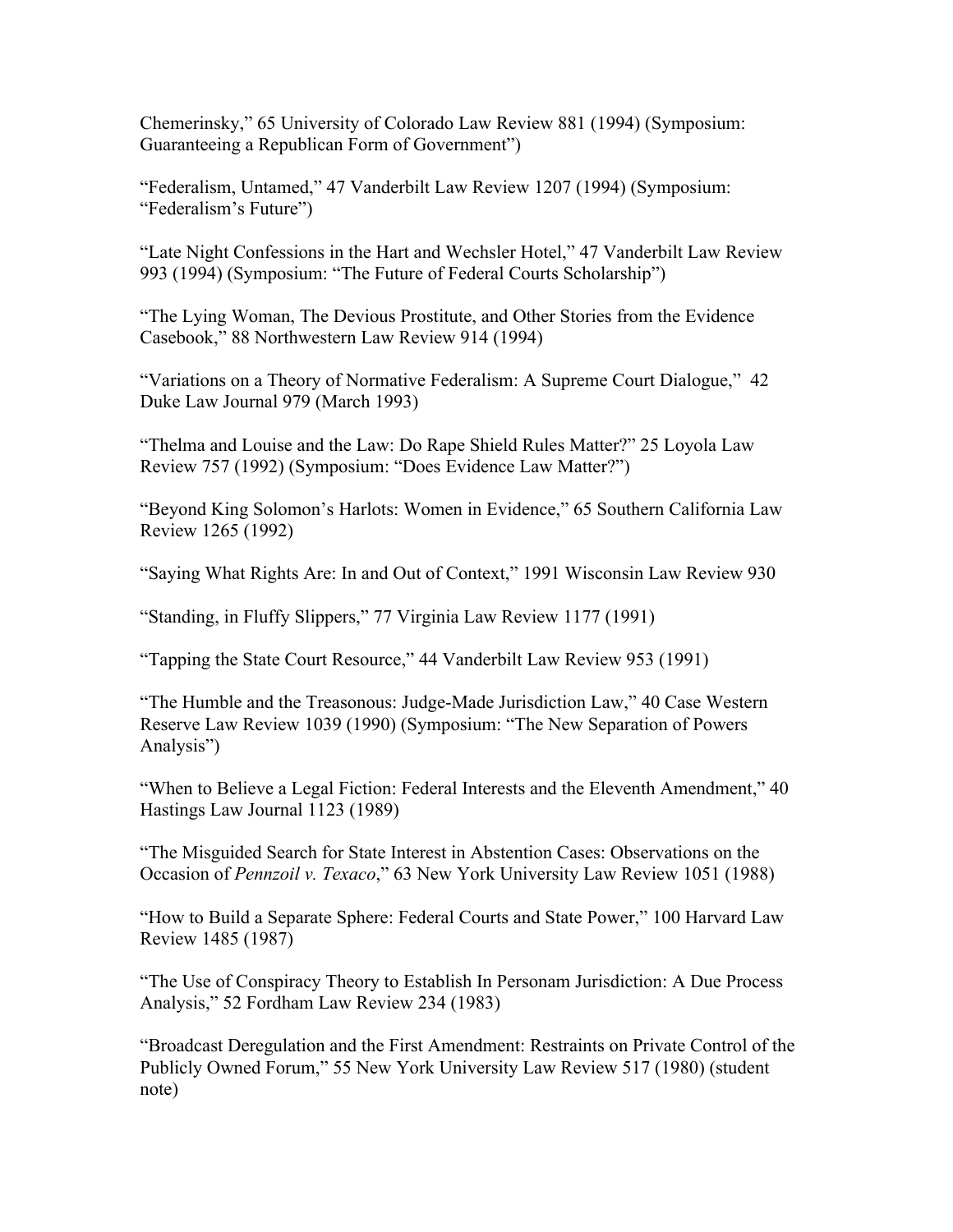Chemerinsky," 65 University of Colorado Law Review 881 (1994) (Symposium: Guaranteeing a Republican Form of Government")

"Federalism, Untamed," 47 Vanderbilt Law Review 1207 (1994) (Symposium: "Federalism's Future")

"Late Night Confessions in the Hart and Wechsler Hotel," 47 Vanderbilt Law Review 993 (1994) (Symposium: "The Future of Federal Courts Scholarship")

"The Lying Woman, The Devious Prostitute, and Other Stories from the Evidence Casebook," 88 Northwestern Law Review 914 (1994)

"Variations on a Theory of Normative Federalism: A Supreme Court Dialogue," 42 Duke Law Journal 979 (March 1993)

"Thelma and Louise and the Law: Do Rape Shield Rules Matter?" 25 Loyola Law Review 757 (1992) (Symposium: "Does Evidence Law Matter?")

"Beyond King Solomon's Harlots: Women in Evidence," 65 Southern California Law Review 1265 (1992)

"Saying What Rights Are: In and Out of Context," 1991 Wisconsin Law Review 930

"Standing, in Fluffy Slippers," 77 Virginia Law Review 1177 (1991)

"Tapping the State Court Resource," 44 Vanderbilt Law Review 953 (1991)

"The Humble and the Treasonous: Judge-Made Jurisdiction Law," 40 Case Western Reserve Law Review 1039 (1990) (Symposium: "The New Separation of Powers Analysis")

"When to Believe a Legal Fiction: Federal Interests and the Eleventh Amendment," 40 Hastings Law Journal 1123 (1989)

"The Misguided Search for State Interest in Abstention Cases: Observations on the Occasion of *Pennzoil v. Texaco*," 63 New York University Law Review 1051 (1988)

"How to Build a Separate Sphere: Federal Courts and State Power," 100 Harvard Law Review 1485 (1987)

"The Use of Conspiracy Theory to Establish In Personam Jurisdiction: A Due Process Analysis," 52 Fordham Law Review 234 (1983)

"Broadcast Deregulation and the First Amendment: Restraints on Private Control of the Publicly Owned Forum," 55 New York University Law Review 517 (1980) (student note)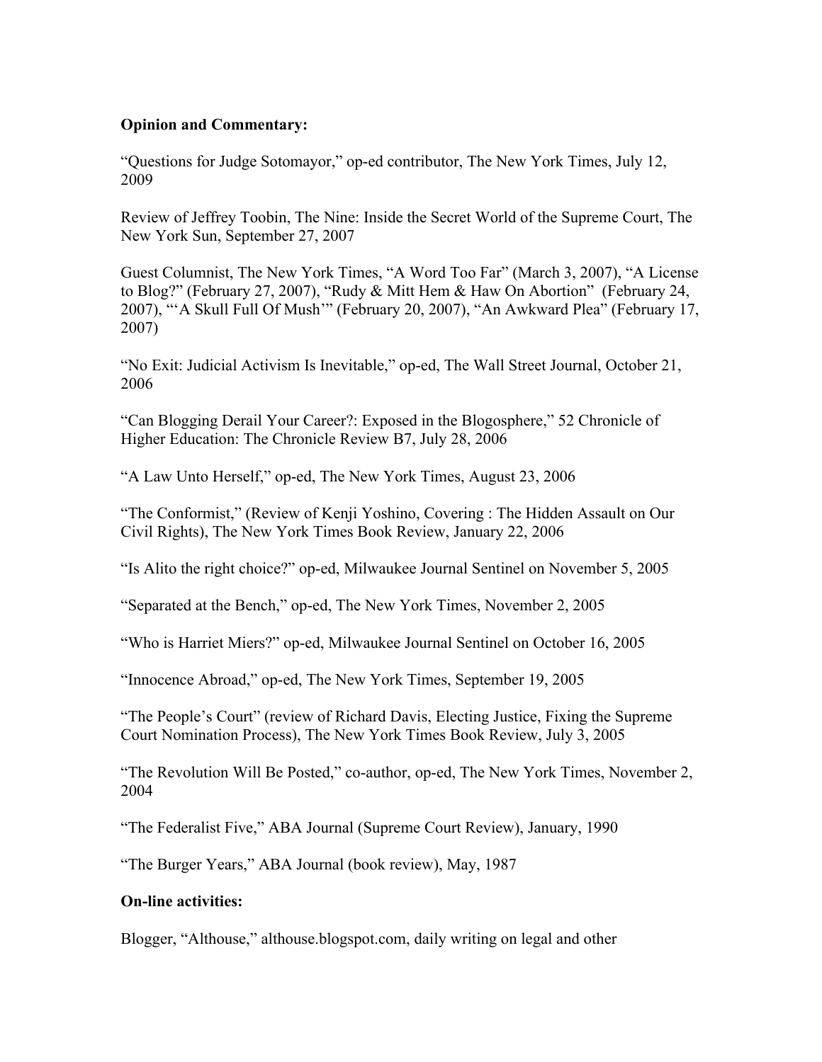**Opinion and Commentary:**

"Questions for Judge Sotomayor," op-ed contributor, The New York Times, July 12, 2009

Review of Jeffrey Toobin, The Nine: Inside the Secret World of the Supreme Court, The New York Sun, September 27, 2007

Guest Columnist, The New York Times, "A Word Too Far" (March 3, 2007), "A License to Blog?" (February 27, 2007), "Rudy & Mitt Hem & Haw On Abortion" (February 24, 2007), "'A Skull Full Of Mush'" (February 20, 2007), "An Awkward Plea" (February 17, 2007)

"No Exit: Judicial Activism Is Inevitable," op-ed, The Wall Street Journal, October 21, 2006

"Can Blogging Derail Your Career?: Exposed in the Blogosphere," 52 Chronicle of Higher Education: The Chronicle Review B7, July 28, 2006

"A Law Unto Herself," op-ed, The New York Times, August 23, 2006

"The Conformist," (Review of Kenji Yoshino, Covering : The Hidden Assault on Our Civil Rights), The New York Times Book Review, January 22, 2006

"Is Alito the right choice?" op-ed, Milwaukee Journal Sentinel on November 5, 2005

"Separated at the Bench," op-ed, The New York Times, November 2, 2005

"Who is Harriet Miers?" op-ed, Milwaukee Journal Sentinel on October 16, 2005

"Innocence Abroad," op-ed, The New York Times, September 19, 2005

"The People's Court" (review of Richard Davis, Electing Justice, Fixing the Supreme Court Nomination Process), The New York Times Book Review, July 3, 2005

"The Revolution Will Be Posted," co-author, op-ed, The New York Times, November 2, 2004

"The Federalist Five," ABA Journal (Supreme Court Review), January, 1990

"The Burger Years," ABA Journal (book review), May, 1987

**On-line activities:**

Blogger, "Althouse," althouse.blogspot.com, daily writing on legal and other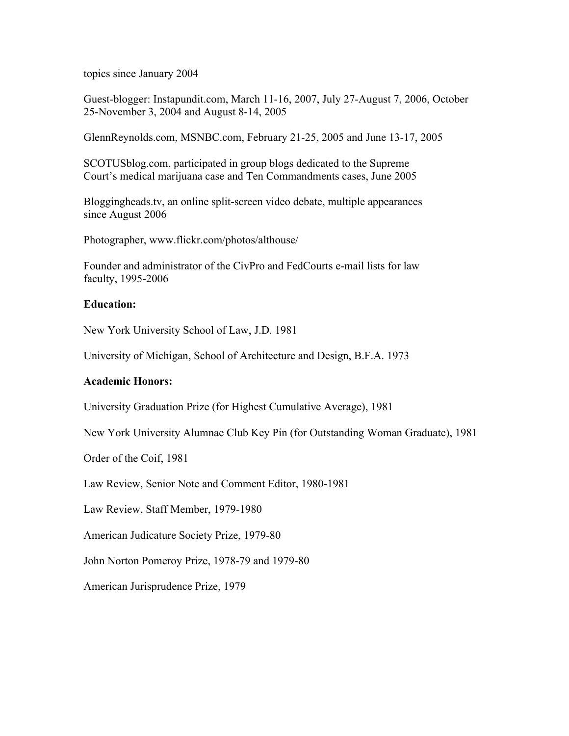topics since January 2004

Guest-blogger: Instapundit.com, March 11-16, 2007, July 27-August 7, 2006, October 25-November 3, 2004 and August 8-14, 2005

GlennReynolds.com, MSNBC.com, February 21-25, 2005 and June 13-17, 2005

SCOTUSblog.com, participated in group blogs dedicated to the Supreme Court's medical marijuana case and Ten Commandments cases, June 2005

Bloggingheads.tv, an online split-screen video debate, multiple appearances since August 2006

Photographer, www.flickr.com/photos/althouse/

Founder and administrator of the CivPro and FedCourts e-mail lists for law faculty, 1995-2006

**Education:**

New York University School of Law, J.D. 1981

University of Michigan, School of Architecture and Design, B.F.A. 1973

**Academic Honors:**

University Graduation Prize (for Highest Cumulative Average), 1981

New York University Alumnae Club Key Pin (for Outstanding Woman Graduate), 1981

Order of the Coif, 1981

Law Review, Senior Note and Comment Editor, 1980-1981

Law Review, Staff Member, 1979-1980

American Judicature Society Prize, 1979-80

John Norton Pomeroy Prize, 1978-79 and 1979-80

American Jurisprudence Prize, 1979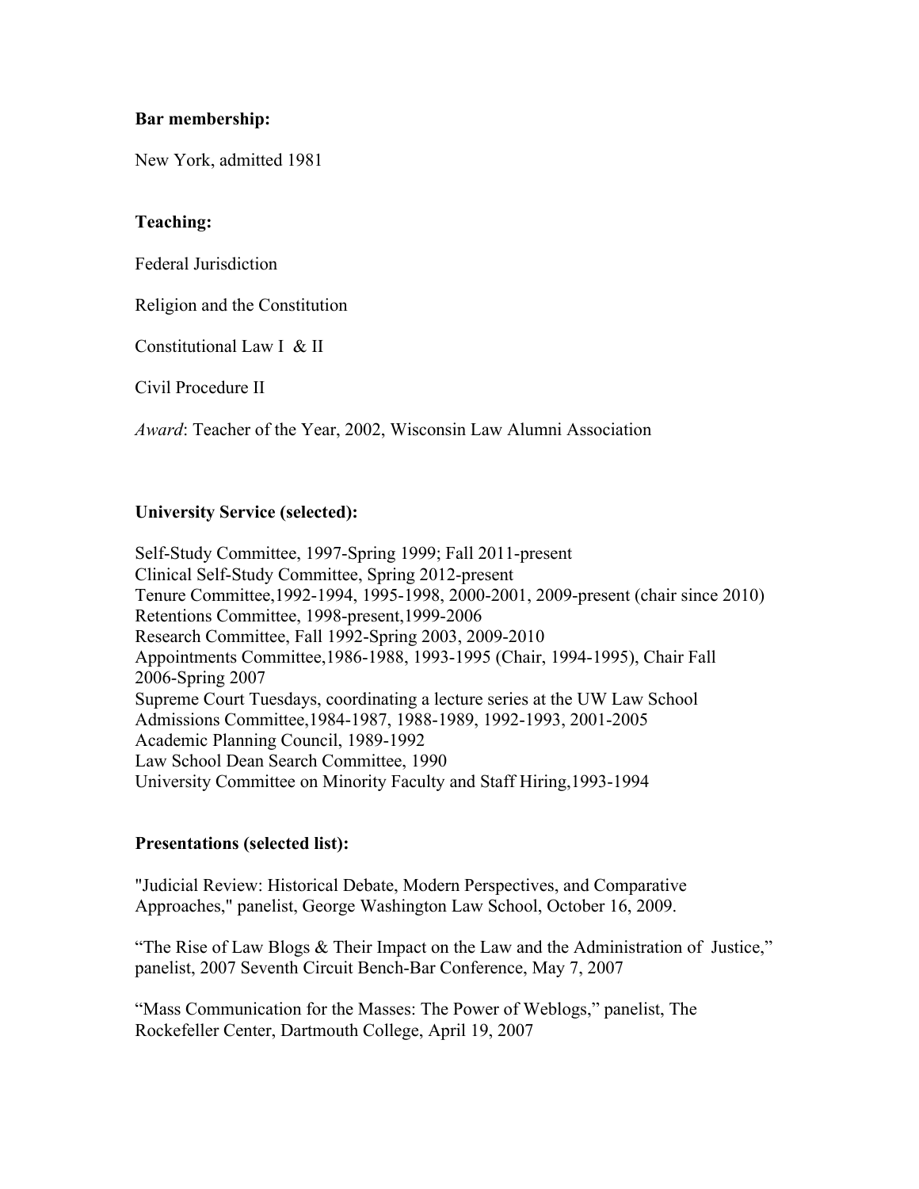**Bar membership:**

New York, admitted 1981

**Teaching:**

Federal Jurisdiction

Religion and the Constitution

Constitutional Law I & II

Civil Procedure II

*Award*: Teacher of the Year, 2002, Wisconsin Law Alumni Association

**University Service (selected):**

Self-Study Committee, 1997-Spring 1999; Fall 2011-present
Clinical Self-Study Committee, Spring 2012-present
Tenure Committee,1992-1994, 1995-1998, 2000-2001, 2009-present (chair since 2010)
Retentions Committee, 1998-present,1999-2006
Research Committee, Fall 1992-Spring 2003, 2009-2010
Appointments Committee,1986-1988, 1993-1995 (Chair, 1994-1995), Chair Fall 2006-Spring 2007
Supreme Court Tuesdays, coordinating a lecture series at the UW Law School
Admissions Committee,1984-1987, 1988-1989, 1992-1993, 2001-2005
Academic Planning Council, 1989-1992
Law School Dean Search Committee, 1990
University Committee on Minority Faculty and Staff Hiring,1993-1994

**Presentations (selected list):**

"Judicial Review: Historical Debate, Modern Perspectives, and Comparative Approaches," panelist, George Washington Law School, October 16, 2009.

"The Rise of Law Blogs & Their Impact on the Law and the Administration of Justice," panelist, 2007 Seventh Circuit Bench-Bar Conference, May 7, 2007

"Mass Communication for the Masses: The Power of Weblogs," panelist, The Rockefeller Center, Dartmouth College, April 19, 2007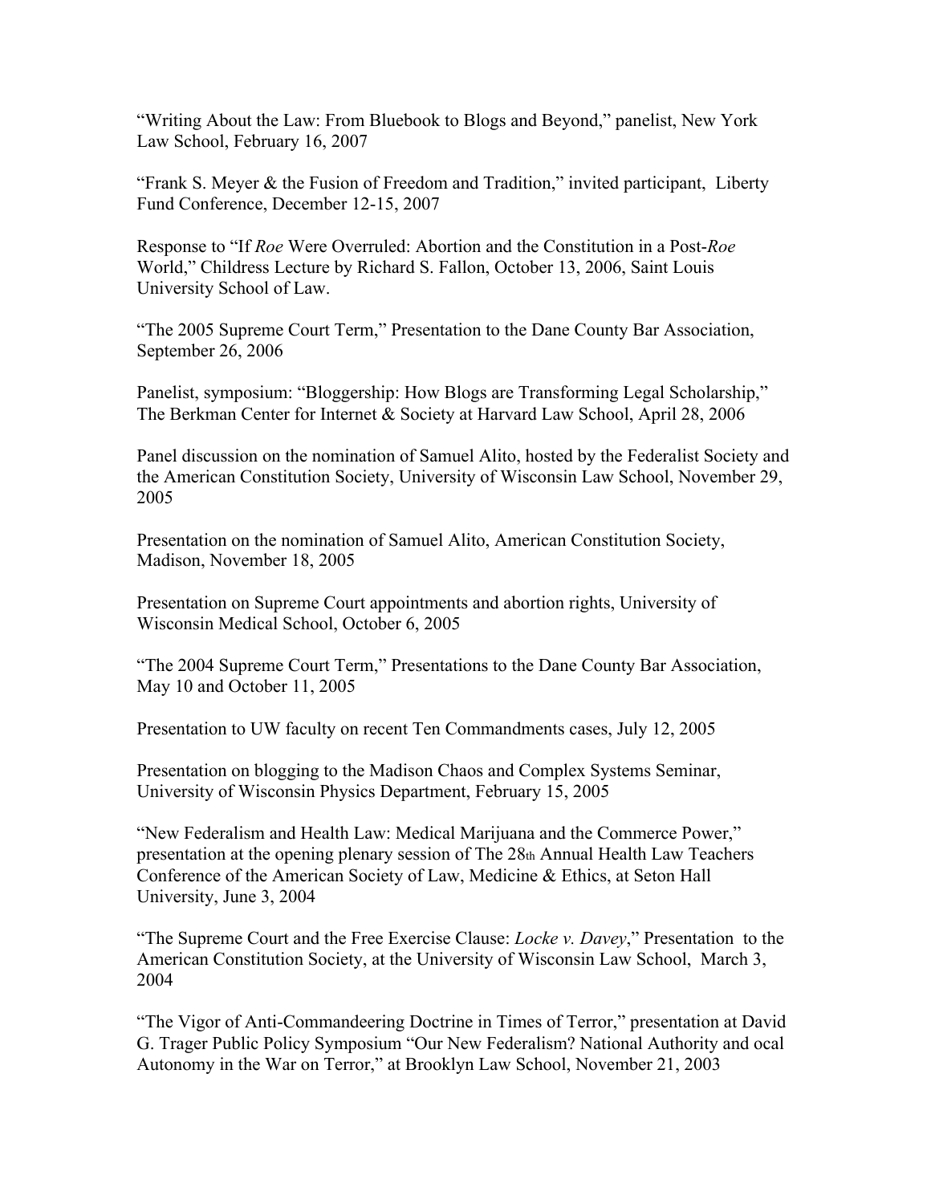"Writing About the Law: From Bluebook to Blogs and Beyond," panelist, New York Law School, February 16, 2007

"Frank S. Meyer & the Fusion of Freedom and Tradition," invited participant, Liberty Fund Conference, December 12-15, 2007

Response to "If *Roe* Were Overruled: Abortion and the Constitution in a Post-*Roe* World," Childress Lecture by Richard S. Fallon, October 13, 2006, Saint Louis University School of Law.

"The 2005 Supreme Court Term," Presentation to the Dane County Bar Association, September 26, 2006

Panelist, symposium: "Bloggership: How Blogs are Transforming Legal Scholarship," The Berkman Center for Internet & Society at Harvard Law School, April 28, 2006

Panel discussion on the nomination of Samuel Alito, hosted by the Federalist Society and the American Constitution Society, University of Wisconsin Law School, November 29, 2005

Presentation on the nomination of Samuel Alito, American Constitution Society, Madison, November 18, 2005

Presentation on Supreme Court appointments and abortion rights, University of Wisconsin Medical School, October 6, 2005

"The 2004 Supreme Court Term," Presentations to the Dane County Bar Association, May 10 and October 11, 2005

Presentation to UW faculty on recent Ten Commandments cases, July 12, 2005

Presentation on blogging to the Madison Chaos and Complex Systems Seminar, University of Wisconsin Physics Department, February 15, 2005

"New Federalism and Health Law: Medical Marijuana and the Commerce Power," presentation at the opening plenary session of The 28th Annual Health Law Teachers Conference of the American Society of Law, Medicine & Ethics, at Seton Hall University, June 3, 2004

"The Supreme Court and the Free Exercise Clause: *Locke v. Davey*," Presentation to the American Constitution Society, at the University of Wisconsin Law School, March 3, 2004

"The Vigor of Anti-Commandeering Doctrine in Times of Terror," presentation at David G. Trager Public Policy Symposium "Our New Federalism? National Authority and ocal Autonomy in the War on Terror," at Brooklyn Law School, November 21, 2003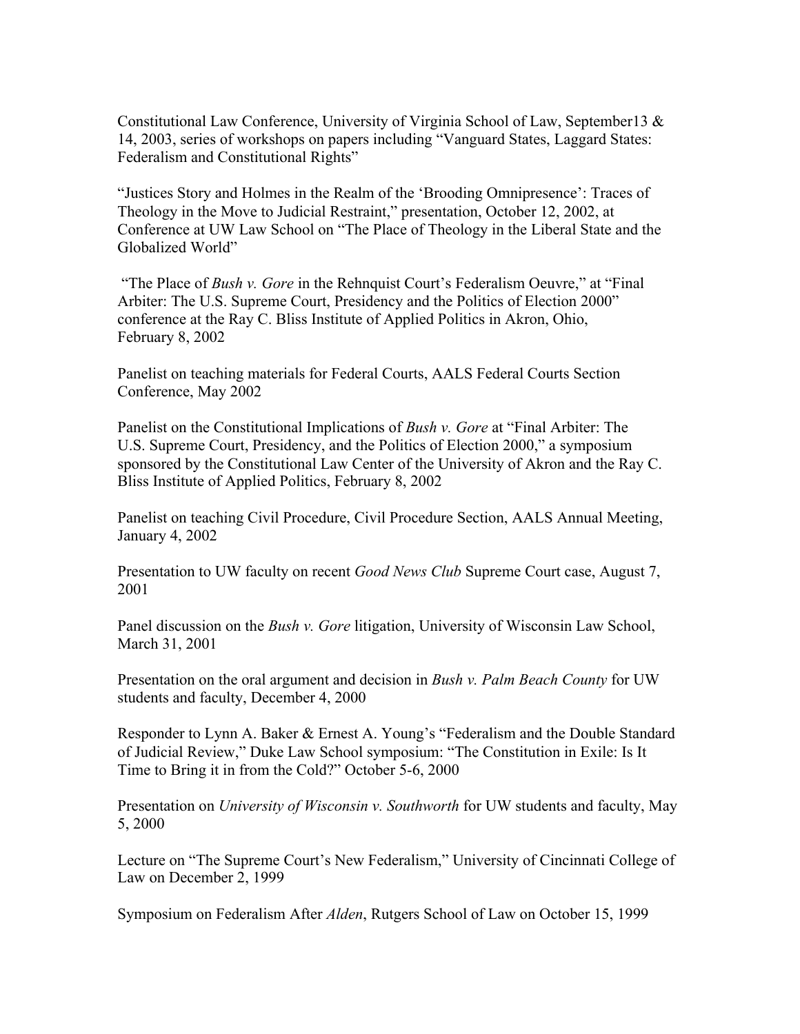Constitutional Law Conference, University of Virginia School of Law, September13 & 14, 2003, series of workshops on papers including "Vanguard States, Laggard States: Federalism and Constitutional Rights"

"Justices Story and Holmes in the Realm of the 'Brooding Omnipresence': Traces of Theology in the Move to Judicial Restraint," presentation, October 12, 2002, at Conference at UW Law School on "The Place of Theology in the Liberal State and the Globalized World"

"The Place of *Bush v. Gore* in the Rehnquist Court's Federalism Oeuvre," at "Final Arbiter: The U.S. Supreme Court, Presidency and the Politics of Election 2000" conference at the Ray C. Bliss Institute of Applied Politics in Akron, Ohio, February 8, 2002

Panelist on teaching materials for Federal Courts, AALS Federal Courts Section Conference, May 2002

Panelist on the Constitutional Implications of *Bush v. Gore* at "Final Arbiter: The U.S. Supreme Court, Presidency, and the Politics of Election 2000," a symposium sponsored by the Constitutional Law Center of the University of Akron and the Ray C. Bliss Institute of Applied Politics, February 8, 2002

Panelist on teaching Civil Procedure, Civil Procedure Section, AALS Annual Meeting, January 4, 2002

Presentation to UW faculty on recent *Good News Club* Supreme Court case, August 7, 2001

Panel discussion on the *Bush v. Gore* litigation, University of Wisconsin Law School, March 31, 2001

Presentation on the oral argument and decision in *Bush v. Palm Beach County* for UW students and faculty, December 4, 2000

Responder to Lynn A. Baker & Ernest A. Young's "Federalism and the Double Standard of Judicial Review," Duke Law School symposium: "The Constitution in Exile: Is It Time to Bring it in from the Cold?" October 5-6, 2000

Presentation on *University of Wisconsin v. Southworth* for UW students and faculty, May 5, 2000

Lecture on "The Supreme Court's New Federalism," University of Cincinnati College of Law on December 2, 1999

Symposium on Federalism After *Alden*, Rutgers School of Law on October 15, 1999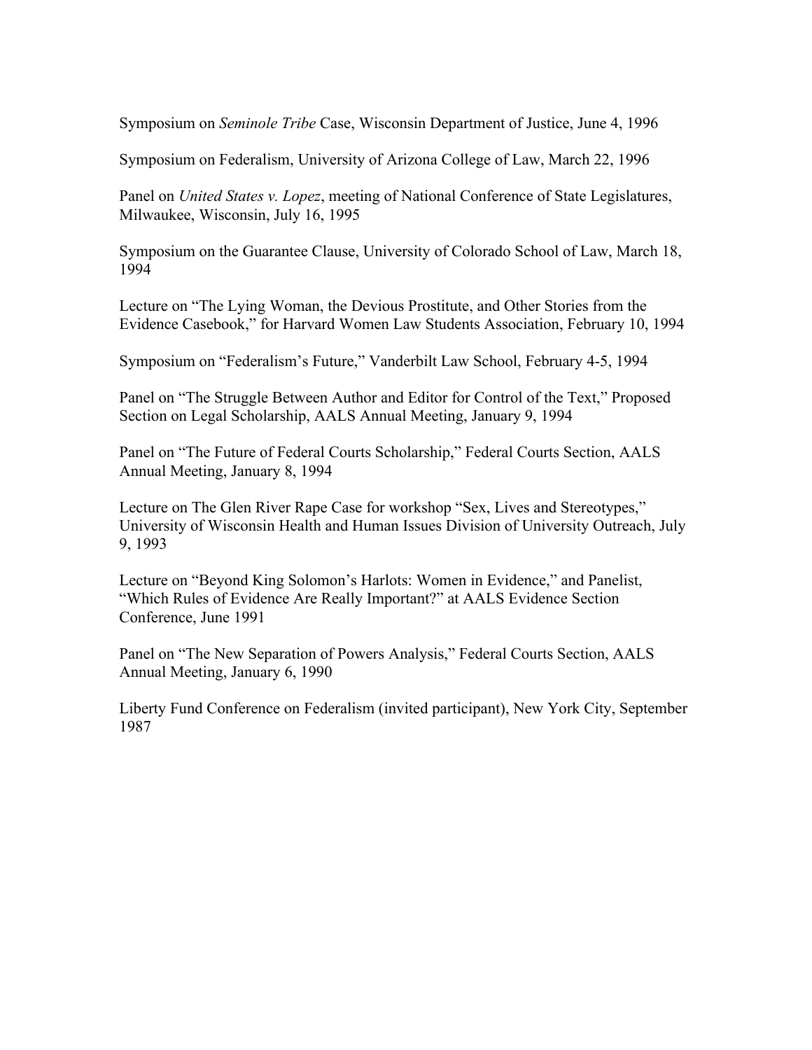Symposium on *Seminole Tribe* Case, Wisconsin Department of Justice, June 4, 1996

Symposium on Federalism, University of Arizona College of Law, March 22, 1996

Panel on *United States v. Lopez*, meeting of National Conference of State Legislatures, Milwaukee, Wisconsin, July 16, 1995

Symposium on the Guarantee Clause, University of Colorado School of Law, March 18, 1994

Lecture on "The Lying Woman, the Devious Prostitute, and Other Stories from the Evidence Casebook," for Harvard Women Law Students Association, February 10, 1994

Symposium on "Federalism's Future," Vanderbilt Law School, February 4-5, 1994

Panel on "The Struggle Between Author and Editor for Control of the Text," Proposed Section on Legal Scholarship, AALS Annual Meeting, January 9, 1994

Panel on "The Future of Federal Courts Scholarship," Federal Courts Section, AALS Annual Meeting, January 8, 1994

Lecture on The Glen River Rape Case for workshop "Sex, Lives and Stereotypes," University of Wisconsin Health and Human Issues Division of University Outreach, July 9, 1993

Lecture on "Beyond King Solomon's Harlots: Women in Evidence," and Panelist, "Which Rules of Evidence Are Really Important?" at AALS Evidence Section Conference, June 1991

Panel on "The New Separation of Powers Analysis," Federal Courts Section, AALS Annual Meeting, January 6, 1990

Liberty Fund Conference on Federalism (invited participant), New York City, September 1987